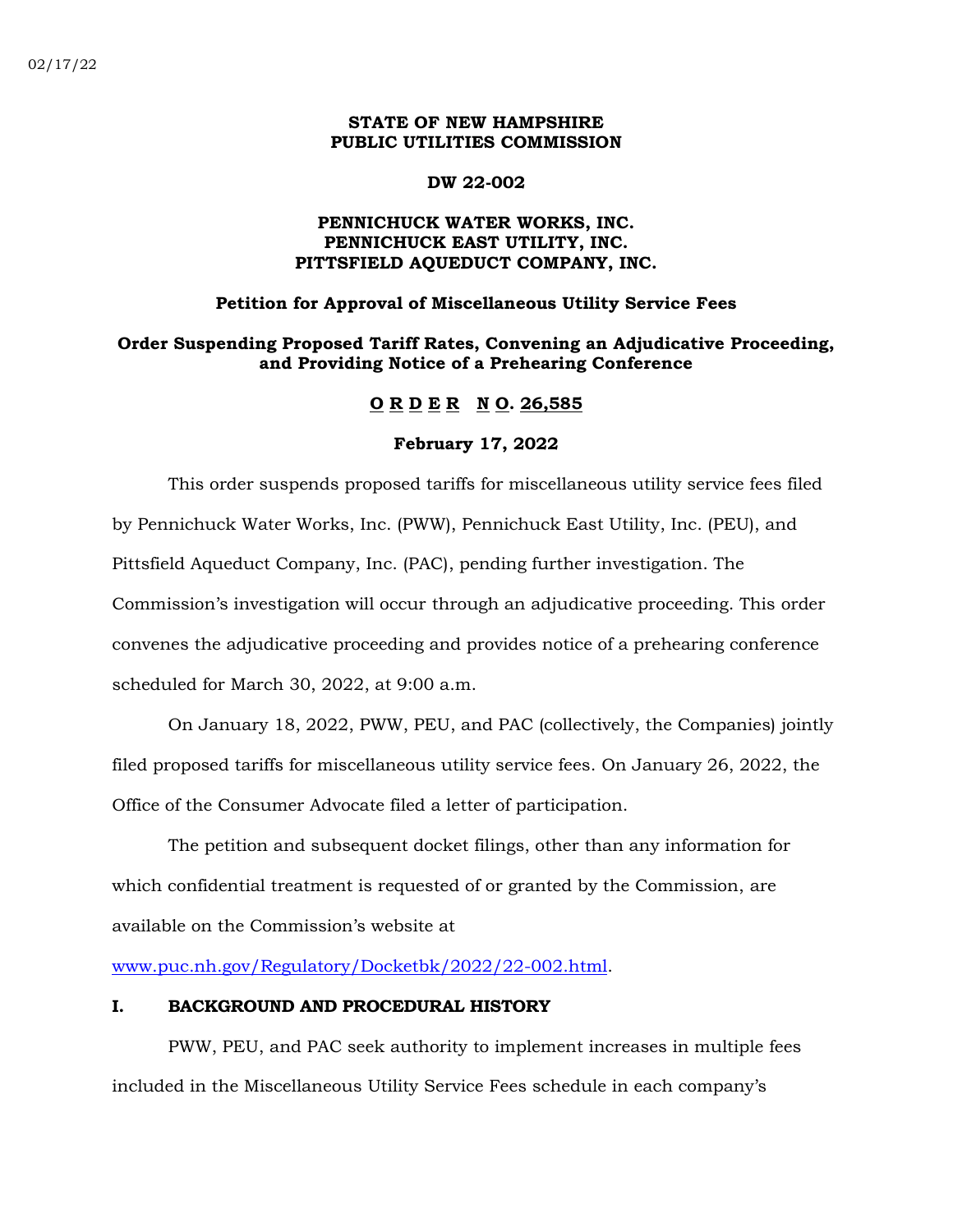02/17/22

**STATE OF NEW HAMPSHIRE**
**PUBLIC UTILITIES COMMISSION**

**DW 22-002**

**PENNICHUCK WATER WORKS, INC.**
**PENNICHUCK EAST UTILITY, INC.**
**PITTSFIELD AQUEDUCT COMPANY, INC.**

**Petition for Approval of Miscellaneous Utility Service Fees**

**Order Suspending Proposed Tariff Rates, Convening an Adjudicative Proceeding, and Providing Notice of a Prehearing Conference**

**O R D E R N O. 26,585**

**February 17, 2022**

This order suspends proposed tariffs for miscellaneous utility service fees filed by Pennichuck Water Works, Inc. (PWW), Pennichuck East Utility, Inc. (PEU), and Pittsfield Aqueduct Company, Inc. (PAC), pending further investigation. The Commission's investigation will occur through an adjudicative proceeding. This order convenes the adjudicative proceeding and provides notice of a prehearing conference scheduled for March 30, 2022, at 9:00 a.m.

On January 18, 2022, PWW, PEU, and PAC (collectively, the Companies) jointly filed proposed tariffs for miscellaneous utility service fees. On January 26, 2022, the Office of the Consumer Advocate filed a letter of participation.

The petition and subsequent docket filings, other than any information for which confidential treatment is requested of or granted by the Commission, are available on the Commission's website at www.puc.nh.gov/Regulatory/Docketbk/2022/22-002.html.

## I. BACKGROUND AND PROCEDURAL HISTORY

PWW, PEU, and PAC seek authority to implement increases in multiple fees included in the Miscellaneous Utility Service Fees schedule in each company's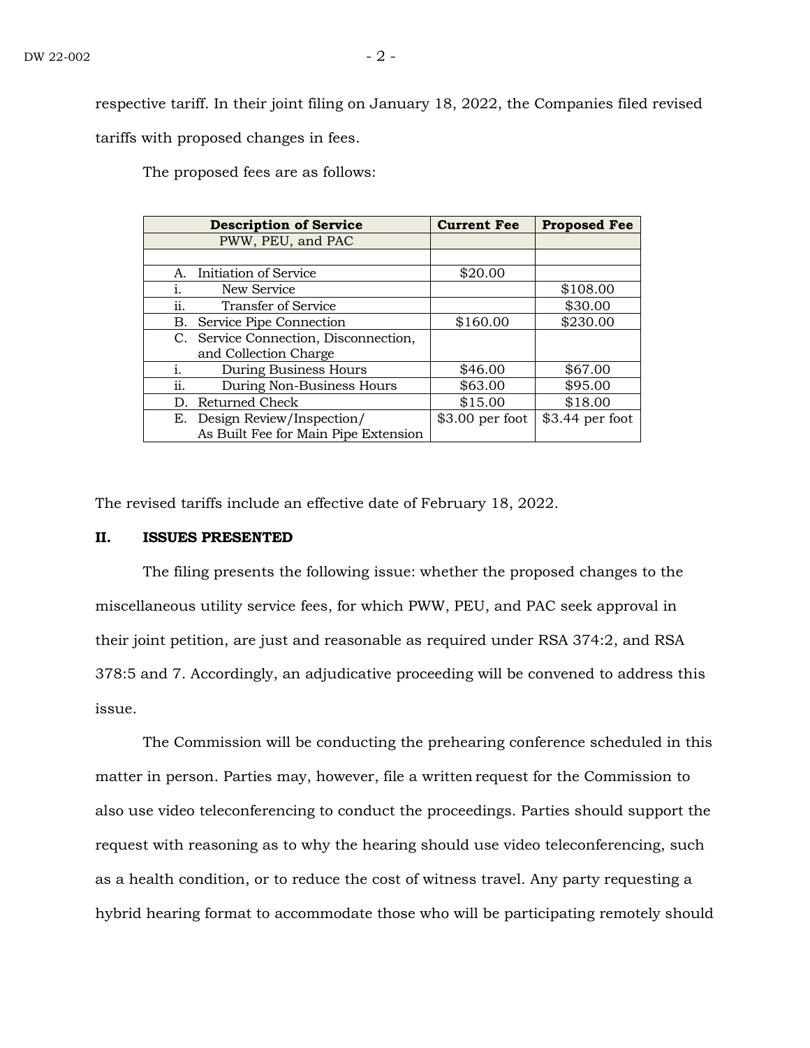respective tariff. In their joint filing on January 18, 2022, the Companies filed revised tariffs with proposed changes in fees.

The proposed fees are as follows:

| Description of Service | Current Fee | Proposed Fee |
|---|---|---|
| PWW, PEU, and PAC | | |
| | | |
| A. Initiation of Service | $20.00 | |
| i. New Service | | $108.00 |
| ii. Transfer of Service | | $30.00 |
| B. Service Pipe Connection | $160.00 | $230.00 |
| C. Service Connection, Disconnection, and Collection Charge | | |
| i. During Business Hours | $46.00 | $67.00 |
| ii. During Non-Business Hours | $63.00 | $95.00 |
| D. Returned Check | $15.00 | $18.00 |
| E. Design Review/Inspection/ As Built Fee for Main Pipe Extension | $3.00 per foot | $3.44 per foot |

The revised tariffs include an effective date of February 18, 2022.

## II. ISSUES PRESENTED

The filing presents the following issue: whether the proposed changes to the miscellaneous utility service fees, for which PWW, PEU, and PAC seek approval in their joint petition, are just and reasonable as required under RSA 374:2, and RSA 378:5 and 7. Accordingly, an adjudicative proceeding will be convened to address this issue.

The Commission will be conducting the prehearing conference scheduled in this matter in person. Parties may, however, file a written request for the Commission to also use video teleconferencing to conduct the proceedings. Parties should support the request with reasoning as to why the hearing should use video teleconferencing, such as a health condition, or to reduce the cost of witness travel. Any party requesting a hybrid hearing format to accommodate those who will be participating remotely should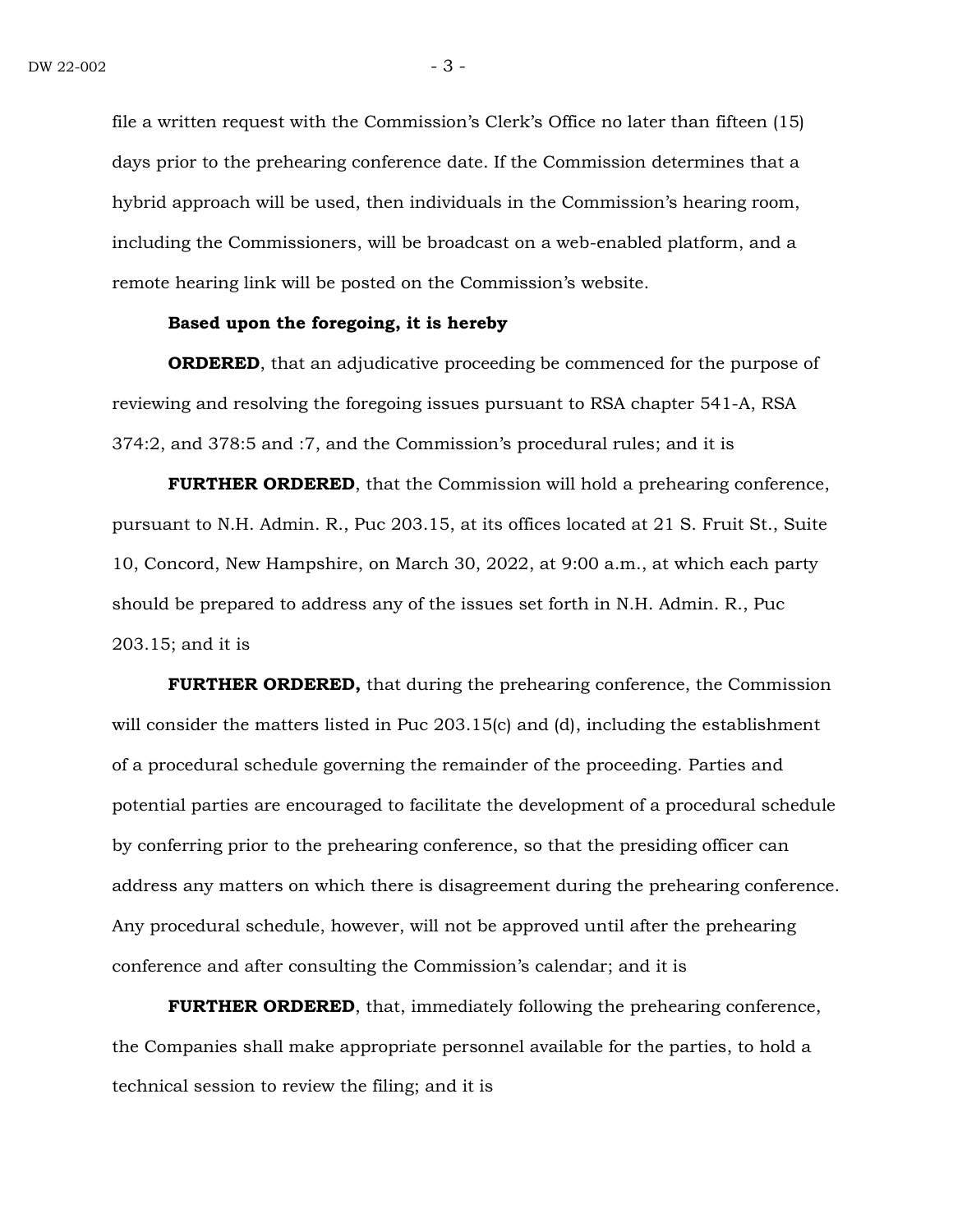file a written request with the Commission's Clerk's Office no later than fifteen (15) days prior to the prehearing conference date. If the Commission determines that a hybrid approach will be used, then individuals in the Commission's hearing room, including the Commissioners, will be broadcast on a web-enabled platform, and a remote hearing link will be posted on the Commission's website.

**Based upon the foregoing, it is hereby**

**ORDERED**, that an adjudicative proceeding be commenced for the purpose of reviewing and resolving the foregoing issues pursuant to RSA chapter 541-A, RSA 374:2, and 378:5 and :7, and the Commission's procedural rules; and it is

**FURTHER ORDERED**, that the Commission will hold a prehearing conference, pursuant to N.H. Admin. R., Puc 203.15, at its offices located at 21 S. Fruit St., Suite 10, Concord, New Hampshire, on March 30, 2022, at 9:00 a.m., at which each party should be prepared to address any of the issues set forth in N.H. Admin. R., Puc 203.15; and it is

**FURTHER ORDERED,** that during the prehearing conference, the Commission will consider the matters listed in Puc 203.15(c) and (d), including the establishment of a procedural schedule governing the remainder of the proceeding. Parties and potential parties are encouraged to facilitate the development of a procedural schedule by conferring prior to the prehearing conference, so that the presiding officer can address any matters on which there is disagreement during the prehearing conference. Any procedural schedule, however, will not be approved until after the prehearing conference and after consulting the Commission's calendar; and it is

**FURTHER ORDERED**, that, immediately following the prehearing conference, the Companies shall make appropriate personnel available for the parties, to hold a technical session to review the filing; and it is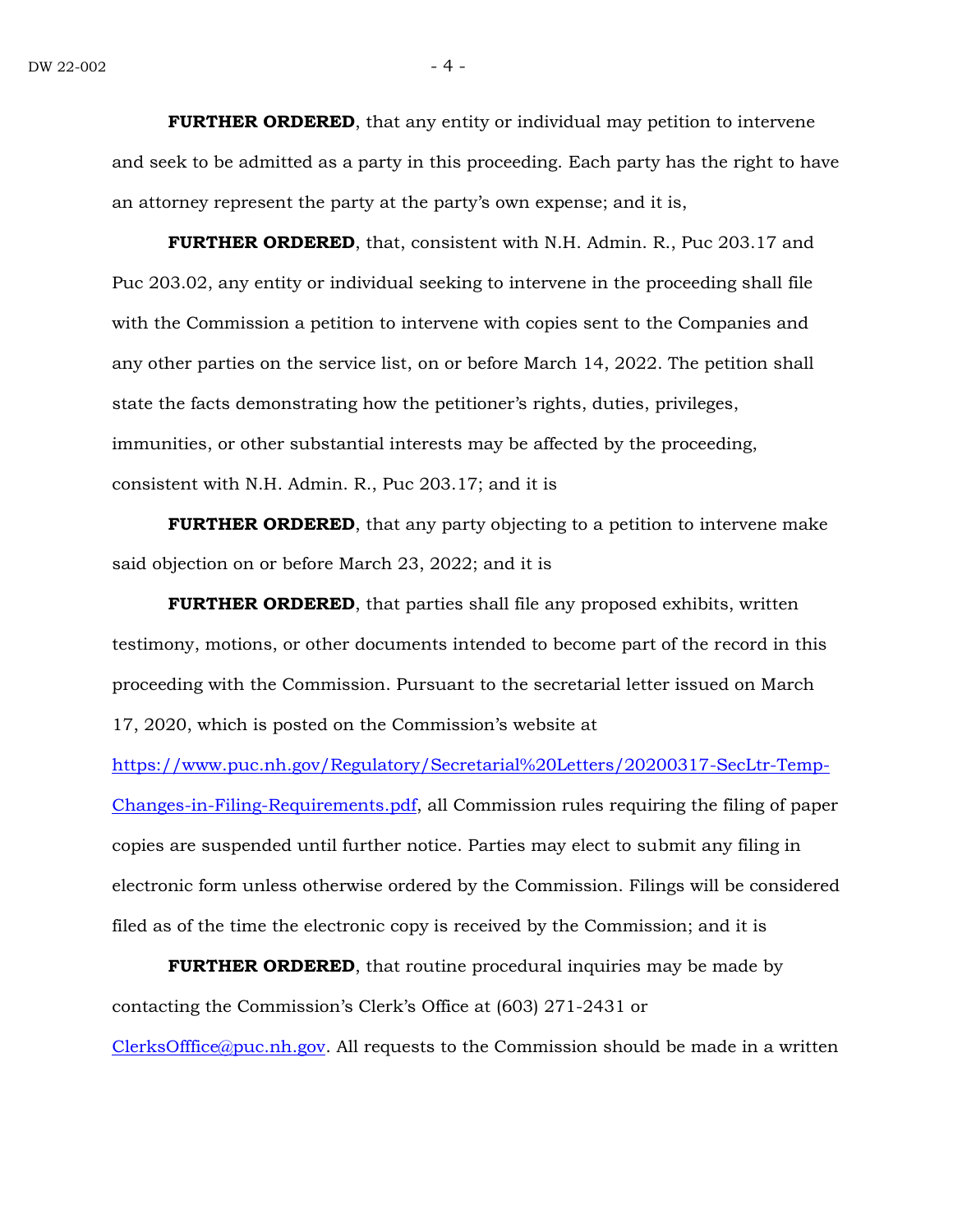**FURTHER ORDERED**, that any entity or individual may petition to intervene and seek to be admitted as a party in this proceeding. Each party has the right to have an attorney represent the party at the party's own expense; and it is,

**FURTHER ORDERED**, that, consistent with N.H. Admin. R., Puc 203.17 and Puc 203.02, any entity or individual seeking to intervene in the proceeding shall file with the Commission a petition to intervene with copies sent to the Companies and any other parties on the service list, on or before March 14, 2022. The petition shall state the facts demonstrating how the petitioner's rights, duties, privileges, immunities, or other substantial interests may be affected by the proceeding, consistent with N.H. Admin. R., Puc 203.17; and it is

**FURTHER ORDERED**, that any party objecting to a petition to intervene make said objection on or before March 23, 2022; and it is

**FURTHER ORDERED**, that parties shall file any proposed exhibits, written testimony, motions, or other documents intended to become part of the record in this proceeding with the Commission. Pursuant to the secretarial letter issued on March 17, 2020, which is posted on the Commission's website at [https://www.puc.nh.gov/Regulatory/Secretarial%20Letters/20200317-SecLtr-Temp-Changes-in-Filing-Requirements.pdf](https://www.puc.nh.gov/Regulatory/Secretarial%20Letters/20200317-SecLtr-Temp-Changes-in-Filing-Requirements.pdf), all Commission rules requiring the filing of paper copies are suspended until further notice. Parties may elect to submit any filing in electronic form unless otherwise ordered by the Commission. Filings will be considered filed as of the time the electronic copy is received by the Commission; and it is

**FURTHER ORDERED**, that routine procedural inquiries may be made by contacting the Commission's Clerk's Office at (603) 271-2431 or [ClerksOfffice@puc.nh.gov](mailto:ClerksOfffice@puc.nh.gov). All requests to the Commission should be made in a written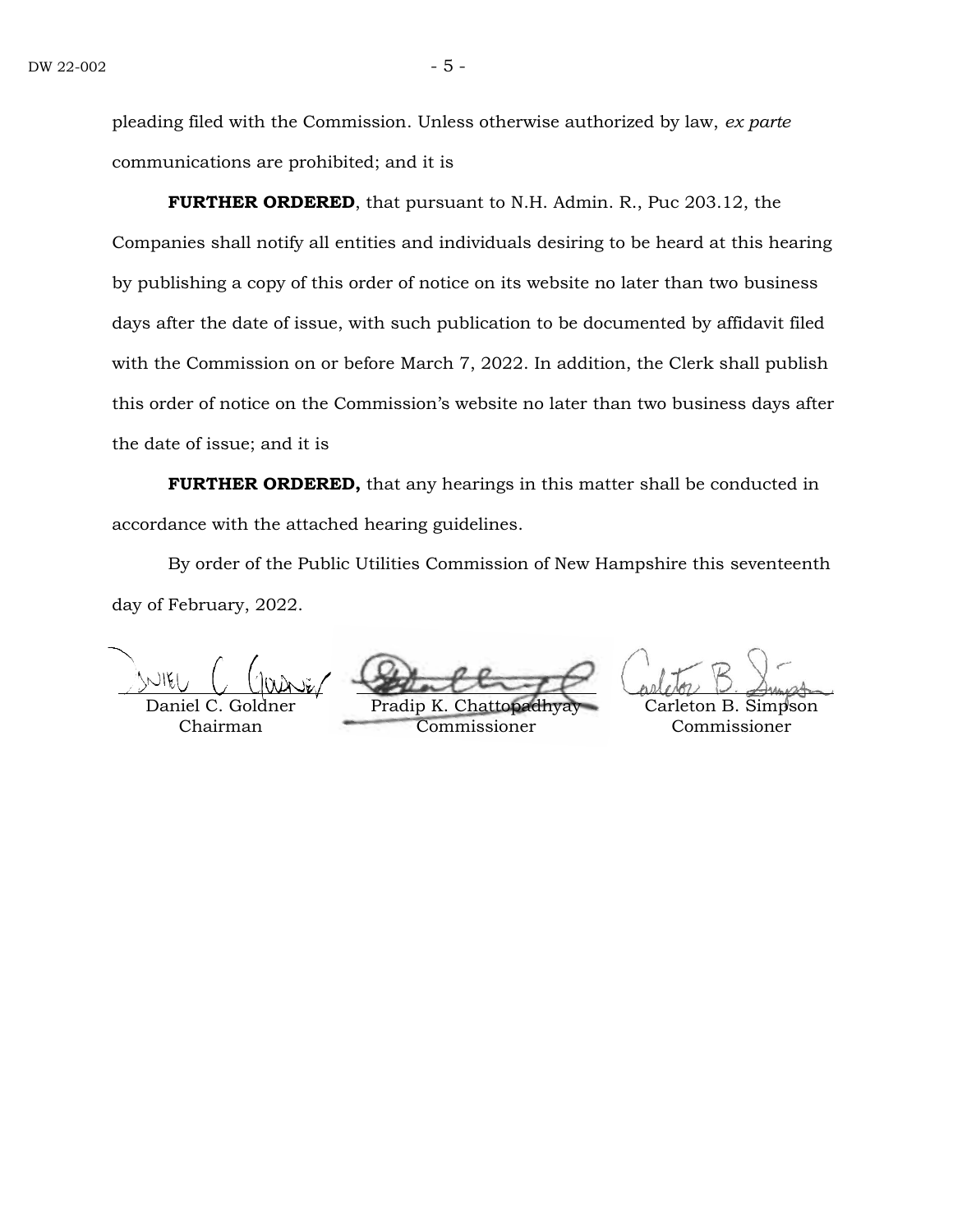pleading filed with the Commission. Unless otherwise authorized by law, *ex parte* communications are prohibited; and it is

**FURTHER ORDERED**, that pursuant to N.H. Admin. R., Puc 203.12, the Companies shall notify all entities and individuals desiring to be heard at this hearing by publishing a copy of this order of notice on its website no later than two business days after the date of issue, with such publication to be documented by affidavit filed with the Commission on or before March 7, 2022. In addition, the Clerk shall publish this order of notice on the Commission's website no later than two business days after the date of issue; and it is

**FURTHER ORDERED,** that any hearings in this matter shall be conducted in accordance with the attached hearing guidelines.

By order of the Public Utilities Commission of New Hampshire this seventeenth day of February, 2022.

| Daniel C. Goldner | Pradip K. Chattopadhyay | Carleton B. Simpson |
|---|---|---|
| Chairman | Commissioner | Commissioner |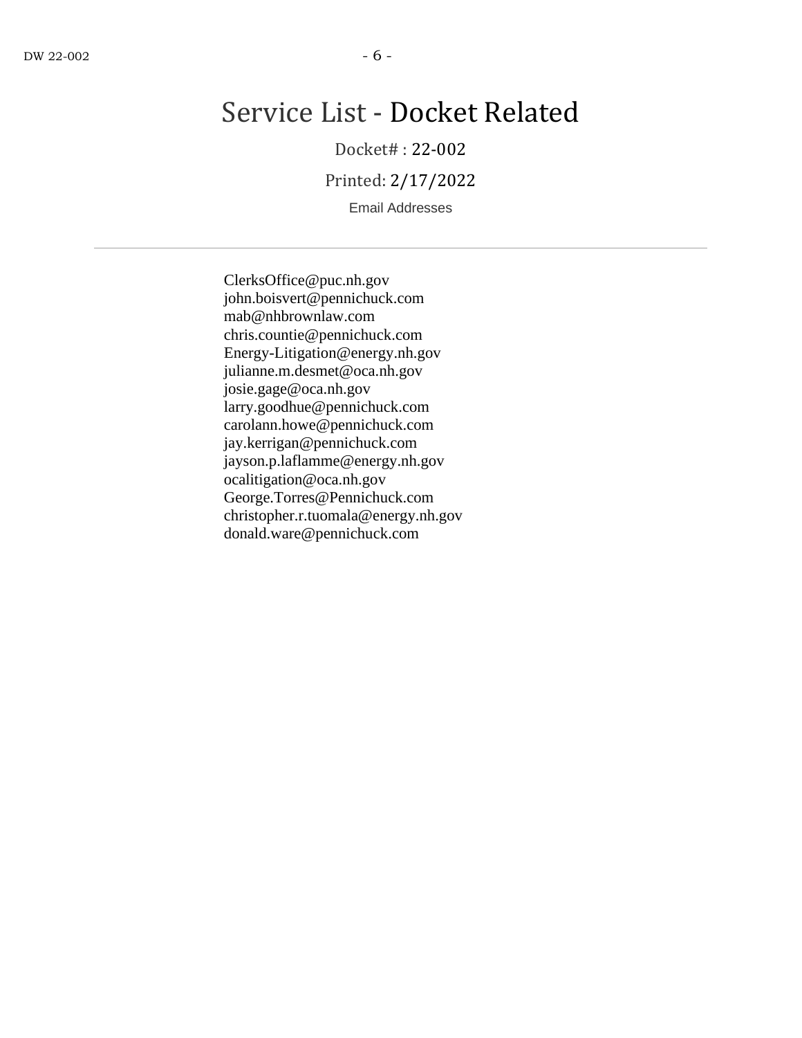# Service List - Docket Related

Docket# : 22-002

Printed: 2/17/2022

Email Addresses

---

ClerksOffice@puc.nh.gov
john.boisvert@pennichuck.com
mab@nhbrownlaw.com
chris.countie@pennichuck.com
Energy-Litigation@energy.nh.gov
julianne.m.desmet@oca.nh.gov
josie.gage@oca.nh.gov
larry.goodhue@pennichuck.com
carolann.howe@pennichuck.com
jay.kerrigan@pennichuck.com
jayson.p.laflamme@energy.nh.gov
ocalitigation@oca.nh.gov
George.Torres@Pennichuck.com
christopher.r.tuomala@energy.nh.gov
donald.ware@pennichuck.com